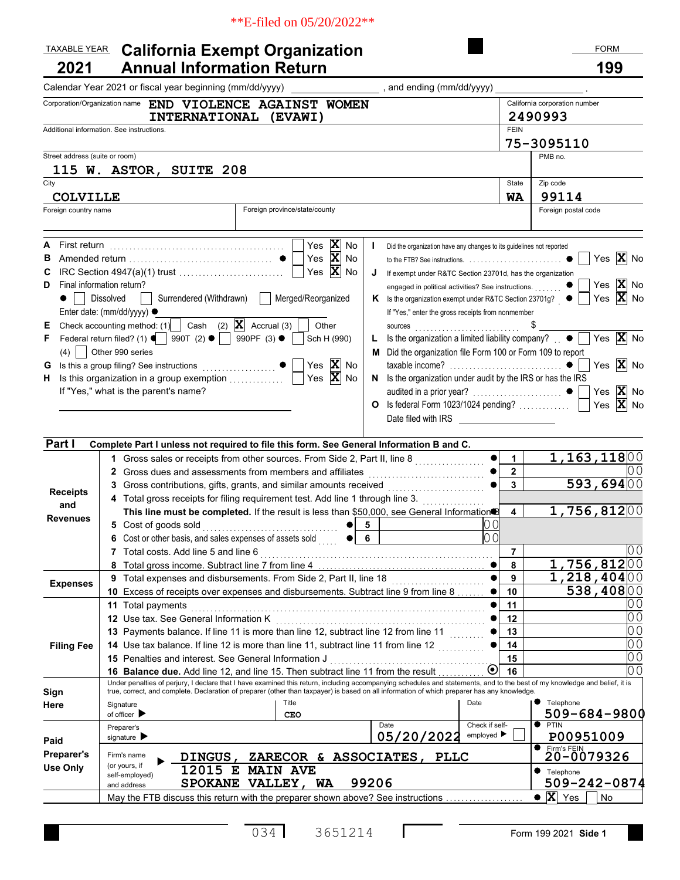**E-filed on 05/20/2022**

# TAXABLE YEAR 2021 California Exempt Organization Annual Information Return — FORM 199

Calendar Year 2021 or fiscal year beginning (mm/dd/yyyy) ____________ , and ending (mm/dd/yyyy) ____________ .

| | |
|---|---|
| Corporation/Organization name: END VIOLENCE AGAINST WOMEN INTERNATIONAL (EVAWI) | California corporation number: 2490993 |
| Additional information. See instructions. | FEIN: 75-3095110 |
| Street address (suite or room): 115 W. ASTOR, SUITE 208 | PMB no. |
| City: COLVILLE | State: WA / Zip code: 99114 |
| Foreign country name / Foreign province/state/county | Foreign postal code |

**A** First return .......... Yes [ ] No [X]

**B** Amended return .......... Yes [ ] No [X]

**C** IRC Section 4947(a)(1) trust .......... Yes [ ] No [X]

**D** Final information return?
[ ] Dissolved [ ] Surrendered (Withdrawn) [ ] Merged/Reorganized
Enter date: (mm/dd/yyyy)

**E** Check accounting method: (1) [ ] Cash (2) [X] Accrual (3) [ ] Other

**F** Federal return filed? (1) [ ] 990T (2) [ ] 990PF (3) [ ] Sch H (990) (4) [ ] Other 990 series

**G** Is this a group filing? See instructions .......... Yes [ ] No [X]

**H** Is this organization in a group exemption .......... Yes [ ] No [X]
If "Yes," what is the parent's name?

**I** Did the organization have any changes to its guidelines not reported to the FTB? See instructions. .......... Yes [ ] No [X]

**J** If exempt under R&TC Section 23701d, has the organization engaged in political activities? See instructions. .......... Yes [ ] No [X]

**K** Is the organization exempt under R&TC Section 23701g? .......... Yes [ ] No [X]
If "Yes," enter the gross receipts from nonmember sources .......... $

**L** Is the organization a limited liability company? .......... Yes [ ] No [X]

**M** Did the organization file Form 100 or Form 109 to report taxable income? .......... Yes [ ] No [X]

**N** Is the organization under audit by the IRS or has the IRS audited in a prior year? .......... Yes [ ] No [X]

**O** Is federal Form 1023/1024 pending? .......... Yes [ ] No [X]
Date filed with IRS

## Part I Complete Part I unless not required to file this form. See General Information B and C.

| Section | Line | Description | Sub-line | Sub-amount | Line | Amount |
|---|---|---|---|---|---|---|
| Receipts and Revenues | 1 | Gross sales or receipts from other sources. From Side 2, Part II, line 8 | | | 1 | 1,163,118 00 |
| | 2 | Gross dues and assessments from members and affiliates | | | 2 | 00 |
| | 3 | Gross contributions, gifts, grants, and similar amounts received | | | 3 | 593,694 00 |
| | 4 | Total gross receipts for filing requirement test. Add line 1 through line 3. **This line must be completed.** If the result is less than $50,000, see General Information B | | | 4 | 1,756,812 00 |
| | 5 | Cost of goods sold | 5 | 00 | | |
| | 6 | Cost or other basis, and sales expenses of assets sold | 6 | 00 | | |
| | 7 | Total costs. Add line 5 and line 6 | | | 7 | 00 |
| | 8 | Total gross income. Subtract line 7 from line 4 | | | 8 | 1,756,812 00 |
| Expenses | 9 | Total expenses and disbursements. From Side 2, Part II, line 18 | | | 9 | 1,218,404 00 |
| | 10 | Excess of receipts over expenses and disbursements. Subtract line 9 from line 8 | | | 10 | 538,408 00 |
| Filing Fee | 11 | Total payments | | | 11 | 00 |
| | 12 | Use tax. See General Information K | | | 12 | 00 |
| | 13 | Payments balance. If line 11 is more than line 12, subtract line 12 from line 11 | | | 13 | 00 |
| | 14 | Use tax balance. If line 12 is more than line 11, subtract line 11 from line 12 | | | 14 | 00 |
| | 15 | Penalties and interest. See General Information J | | | 15 | 00 |
| | 16 | **Balance due.** Add line 12, and line 15. Then subtract line 11 from the result | | | 16 | 00 |

Under penalties of perjury, I declare that I have examined this return, including accompanying schedules and statements, and to the best of my knowledge and belief, it is true, correct, and complete. Declaration of preparer (other than taxpayer) is based on all information of which preparer has any knowledge.

**Sign Here**
Signature of officer ▶ | Title: CEO | Date | Telephone: 509-684-9800

**Paid Preparer's Use Only**
Preparer's signature ▶ | Date: 05/20/2022 | Check if self-employed ▶ [ ] | PTIN: P00951009
Firm's name (or yours, if self-employed) and address ▶ DINGUS, ZARECOR & ASSOCIATES, PLLC, 12015 E MAIN AVE, SPOKANE VALLEY, WA 99206 | Firm's FEIN: 20-0079326 | Telephone: 509-242-0874

May the FTB discuss this return with the preparer shown above? See instructions .......... [X] Yes [ ] No

034 3651214

Form 199 2021 Side 1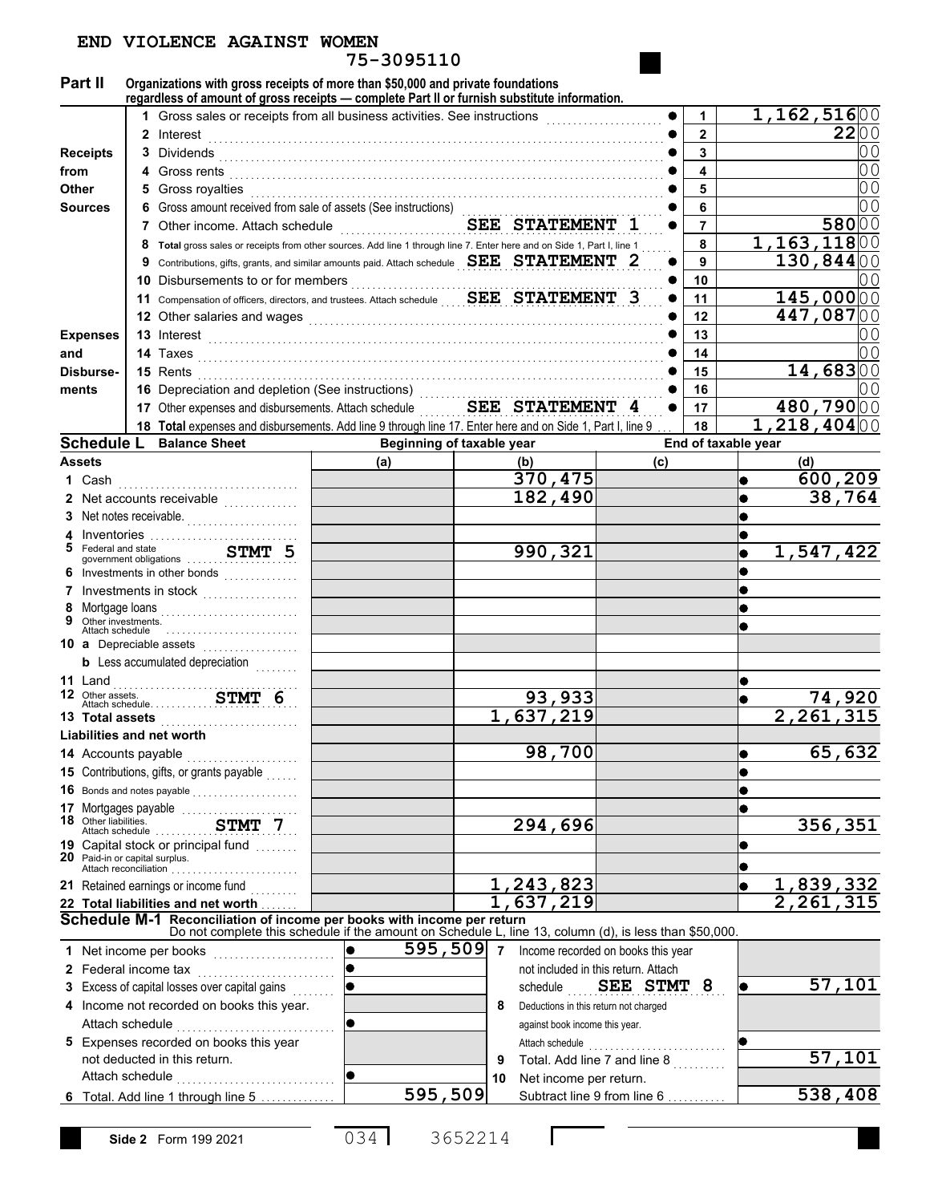END VIOLENCE AGAINST WOMEN
75-3095110

## Part II

**Organizations with gross receipts of more than $50,000 and private foundations regardless of amount of gross receipts — complete Part II or furnish substitute information.**

| Section | Line | Description | Line # | Amount |
|---|---|---|---|---|
| Receipts from Other Sources | 1 | Gross sales or receipts from all business activities. See instructions | 1 | 1,162,516 00 |
| | 2 | Interest | 2 | 22 00 |
| | 3 | Dividends | 3 | 00 |
| | 4 | Gross rents | 4 | 00 |
| | 5 | Gross royalties | 5 | 00 |
| | 6 | Gross amount received from sale of assets (See instructions) | 6 | 00 |
| | 7 | Other income. Attach schedule SEE STATEMENT 1 | 7 | 580 00 |
| | 8 | Total gross sales or receipts from other sources. Add line 1 through line 7. Enter here and on Side 1, Part I, line 1 | 8 | 1,163,118 00 |
| Expenses and Disbursements | 9 | Contributions, gifts, grants, and similar amounts paid. Attach schedule SEE STATEMENT 2 | 9 | 130,844 00 |
| | 10 | Disbursements to or for members | 10 | 00 |
| | 11 | Compensation of officers, directors, and trustees. Attach schedule SEE STATEMENT 3 | 11 | 145,000 00 |
| | 12 | Other salaries and wages | 12 | 447,087 00 |
| | 13 | Interest | 13 | 00 |
| | 14 | Taxes | 14 | 00 |
| | 15 | Rents | 15 | 14,683 00 |
| | 16 | Depreciation and depletion (See instructions) | 16 | 00 |
| | 17 | Other expenses and disbursements. Attach schedule SEE STATEMENT 4 | 17 | 480,790 00 |
| | 18 | Total expenses and disbursements. Add line 9 through line 17. Enter here and on Side 1, Part I, line 9 | 18 | 1,218,404 00 |

## Schedule L Balance Sheet

| | Beginning of taxable year (a) | (b) | End of taxable year (c) | (d) |
|---|---|---|---|---|
| **Assets** | | | | |
| 1 Cash | | 370,475 | | 600,209 |
| 2 Net accounts receivable | | 182,490 | | 38,764 |
| 3 Net notes receivable | | | | |
| 4 Inventories | | | | |
| 5 Federal and state government obligations STMT 5 | | 990,321 | | 1,547,422 |
| 6 Investments in other bonds | | | | |
| 7 Investments in stock | | | | |
| 8 Mortgage loans | | | | |
| 9 Other investments. Attach schedule | | | | |
| 10 a Depreciable assets | | | | |
| b Less accumulated depreciation | | | | |
| 11 Land | | | | |
| 12 Other assets. Attach schedule STMT 6 | | 93,933 | | 74,920 |
| 13 Total assets | | 1,637,219 | | 2,261,315 |
| **Liabilities and net worth** | | | | |
| 14 Accounts payable | | 98,700 | | 65,632 |
| 15 Contributions, gifts, or grants payable | | | | |
| 16 Bonds and notes payable | | | | |
| 17 Mortgages payable | | | | |
| 18 Other liabilities. Attach schedule STMT 7 | | 294,696 | | 356,351 |
| 19 Capital stock or principal fund | | | | |
| 20 Paid-in or capital surplus. Attach reconciliation | | | | |
| 21 Retained earnings or income fund | | 1,243,823 | | 1,839,332 |
| 22 Total liabilities and net worth | | 1,637,219 | | 2,261,315 |

## Schedule M-1 Reconciliation of income per books with income per return

Do not complete this schedule if the amount on Schedule L, line 13, column (d), is less than $50,000.

| Line | Description | Amount | Line | Description | Amount |
|---|---|---|---|---|---|
| 1 | Net income per books | 595,509 | 7 | Income recorded on books this year not included in this return. Attach schedule SEE STMT 8 | 57,101 |
| 2 | Federal income tax | | 8 | Deductions in this return not charged against book income this year. Attach schedule | |
| 3 | Excess of capital losses over capital gains | | | | |
| 4 | Income not recorded on books this year. Attach schedule | | | | |
| 5 | Expenses recorded on books this year not deducted in this return. Attach schedule | | 9 | Total. Add line 7 and line 8 | 57,101 |
| 6 | Total. Add line 1 through line 5 | 595,509 | 10 | Net income per return. Subtract line 9 from line 6 | 538,408 |

Side 2 Form 199 2021 034 3652214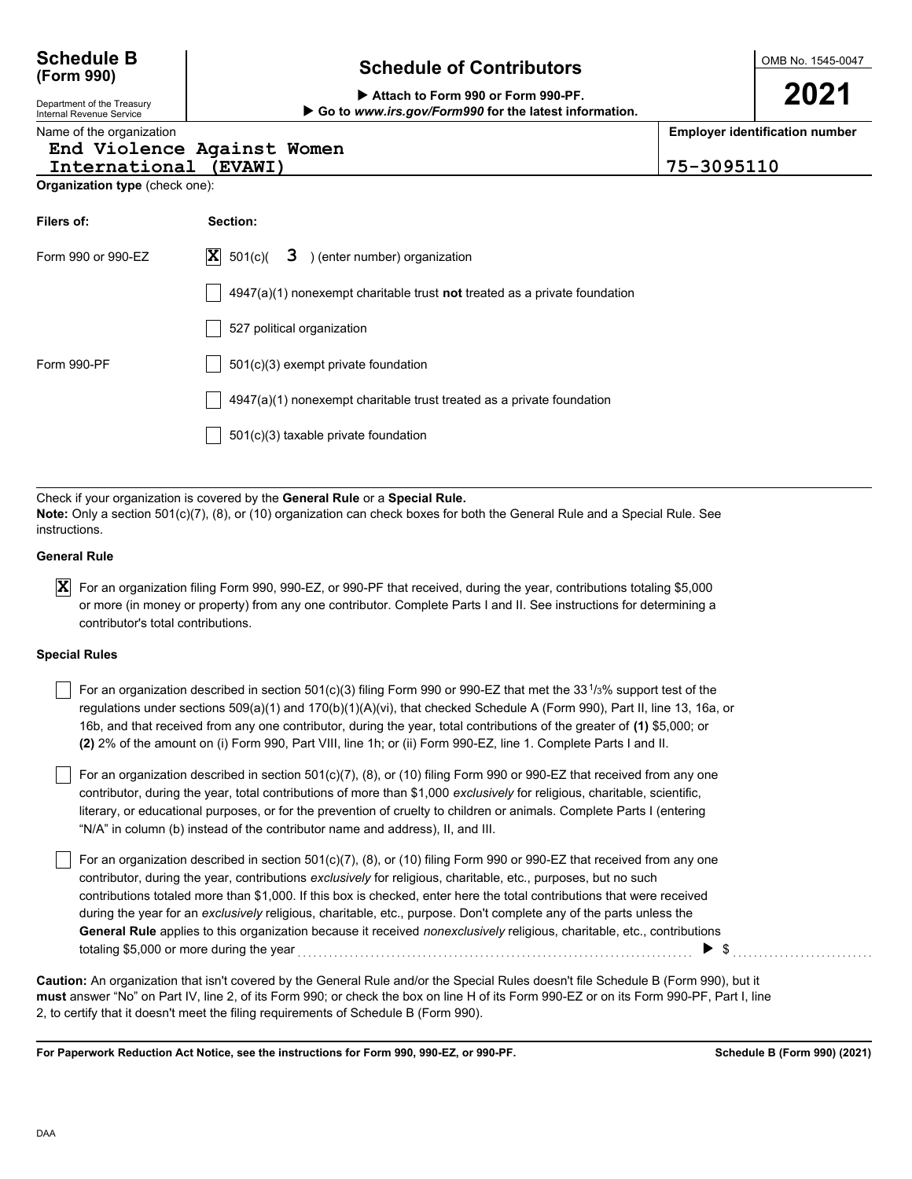**Schedule B (Form 990)**

Department of the Treasury
Internal Revenue Service

# Schedule of Contributors

▶ Attach to Form 990 or Form 990-PF.
▶ Go to *www.irs.gov/Form990* for the latest information.

OMB No. 1545-0047

**2021**

Name of the organization: End Violence Against Women International (EVAWI)

**Employer identification number:** 75-3095110

**Organization type** (check one):

| **Filers of:** | **Section:** |
|---|---|
| Form 990 or 990-EZ | [X] 501(c)( 3 ) (enter number) organization |
| | [ ] 4947(a)(1) nonexempt charitable trust **not** treated as a private foundation |
| | [ ] 527 political organization |
| Form 990-PF | [ ] 501(c)(3) exempt private foundation |
| | [ ] 4947(a)(1) nonexempt charitable trust treated as a private foundation |
| | [ ] 501(c)(3) taxable private foundation |

Check if your organization is covered by the **General Rule** or a **Special Rule.**

**Note:** Only a section 501(c)(7), (8), or (10) organization can check boxes for both the General Rule and a Special Rule. See instructions.

**General Rule**

[X] For an organization filing Form 990, 990-EZ, or 990-PF that received, during the year, contributions totaling $5,000 or more (in money or property) from any one contributor. Complete Parts I and II. See instructions for determining a contributor's total contributions.

**Special Rules**

[ ] For an organization described in section 501(c)(3) filing Form 990 or 990-EZ that met the 33 1/3% support test of the regulations under sections 509(a)(1) and 170(b)(1)(A)(vi), that checked Schedule A (Form 990), Part II, line 13, 16a, or 16b, and that received from any one contributor, during the year, total contributions of the greater of **(1)** $5,000; or **(2)** 2% of the amount on (i) Form 990, Part VIII, line 1h; or (ii) Form 990-EZ, line 1. Complete Parts I and II.

[ ] For an organization described in section 501(c)(7), (8), or (10) filing Form 990 or 990-EZ that received from any one contributor, during the year, total contributions of more than $1,000 *exclusively* for religious, charitable, scientific, literary, or educational purposes, or for the prevention of cruelty to children or animals. Complete Parts I (entering "N/A" in column (b) instead of the contributor name and address), II, and III.

[ ] For an organization described in section 501(c)(7), (8), or (10) filing Form 990 or 990-EZ that received from any one contributor, during the year, contributions *exclusively* for religious, charitable, etc., purposes, but no such contributions totaled more than $1,000. If this box is checked, enter here the total contributions that were received during the year for an *exclusively* religious, charitable, etc., purpose. Don't complete any of the parts unless the **General Rule** applies to this organization because it received *nonexclusively* religious, charitable, etc., contributions totaling $5,000 or more during the year ▶ $ ..........

**Caution:** An organization that isn't covered by the General Rule and/or the Special Rules doesn't file Schedule B (Form 990), but it **must** answer "No" on Part IV, line 2, of its Form 990; or check the box on line H of its Form 990-EZ or on its Form 990-PF, Part I, line 2, to certify that it doesn't meet the filing requirements of Schedule B (Form 990).

**For Paperwork Reduction Act Notice, see the instructions for Form 990, 990-EZ, or 990-PF.** **Schedule B (Form 990) (2021)**

DAA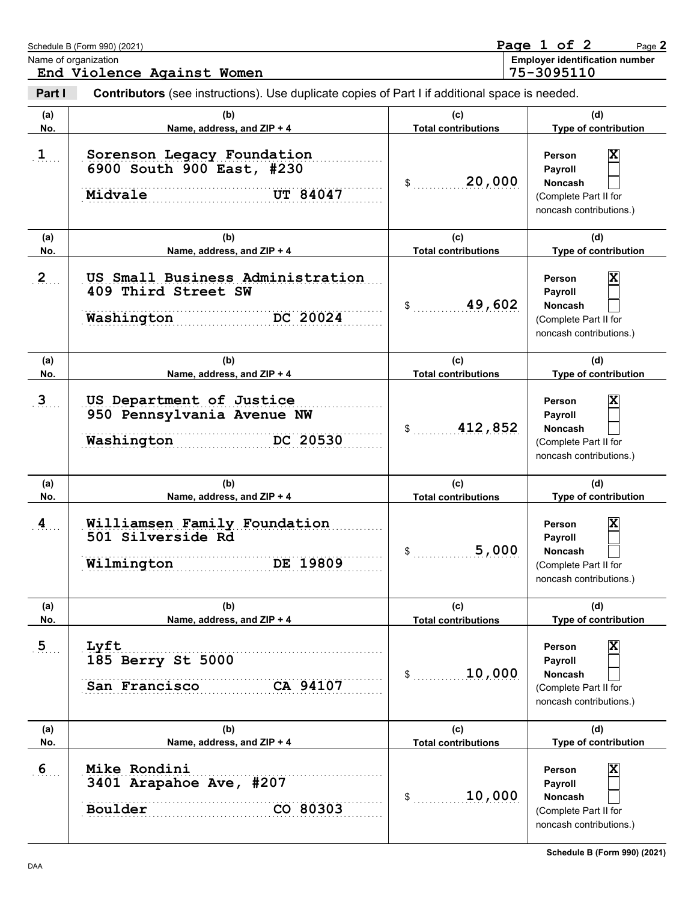Schedule B (Form 990) (2021)

Name of organization: **End Violence Against Women**

Employer identification number: **75-3095110**

**Part I — Contributors** (see instructions). Use duplicate copies of Part I if additional space is needed.

| (a) No. | (b) Name, address, and ZIP + 4 | (c) Total contributions | (d) Type of contribution |
|---|---|---|---|
| 1 | Sorenson Legacy Foundation<br>6900 South 900 East, #230<br>Midvale UT 84047 | $ 20,000 | Person [X]<br>Payroll [ ]<br>Noncash [ ]<br>(Complete Part II for noncash contributions.) |
| 2 | US Small Business Administration<br>409 Third Street SW<br>Washington DC 20024 | $ 49,602 | Person [X]<br>Payroll [ ]<br>Noncash [ ]<br>(Complete Part II for noncash contributions.) |
| 3 | US Department of Justice<br>950 Pennsylvania Avenue NW<br>Washington DC 20530 | $ 412,852 | Person [X]<br>Payroll [ ]<br>Noncash [ ]<br>(Complete Part II for noncash contributions.) |
| 4 | Williamsen Family Foundation<br>501 Silverside Rd<br>Wilmington DE 19809 | $ 5,000 | Person [X]<br>Payroll [ ]<br>Noncash [ ]<br>(Complete Part II for noncash contributions.) |
| 5 | Lyft<br>185 Berry St 5000<br>San Francisco CA 94107 | $ 10,000 | Person [X]<br>Payroll [ ]<br>Noncash [ ]<br>(Complete Part II for noncash contributions.) |
| 6 | Mike Rondini<br>3401 Arapahoe Ave, #207<br>Boulder CO 80303 | $ 10,000 | Person [X]<br>Payroll [ ]<br>Noncash [ ]<br>(Complete Part II for noncash contributions.) |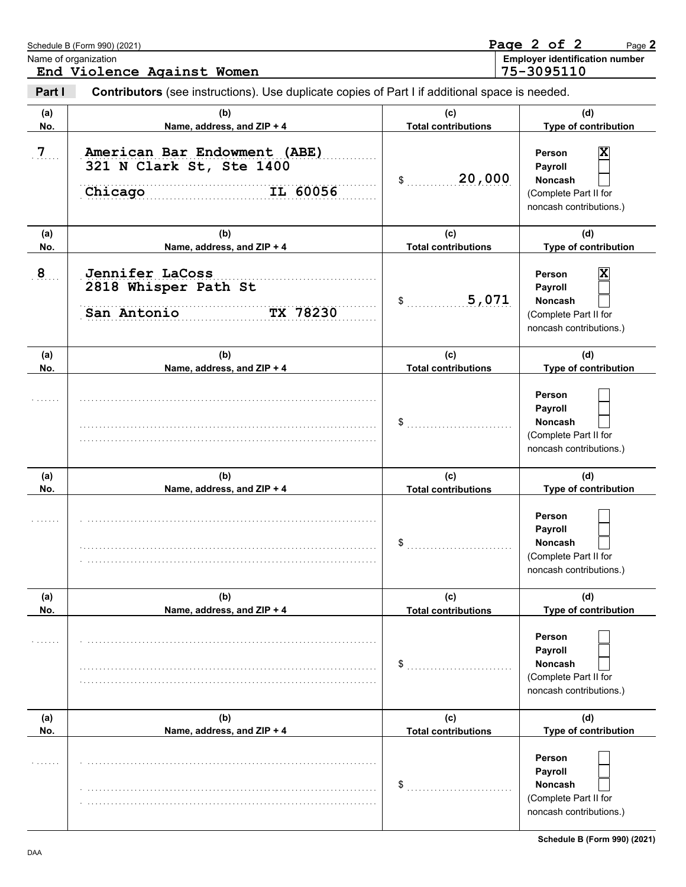Name of organization: **End Violence Against Women**

Employer identification number: **75-3095110**

**Part I** **Contributors** (see instructions). Use duplicate copies of Part I if additional space is needed.

| (a) No. | (b) Name, address, and ZIP + 4 | (c) Total contributions | (d) Type of contribution |
|---|---|---|---|
| 7 | American Bar Endowment (ABE)<br>321 N Clark St, Ste 1400<br>Chicago IL 60056 | $ 20,000 | Person [X]<br>Payroll [ ]<br>Noncash [ ]<br>(Complete Part II for noncash contributions.) |
| 8 | Jennifer LaCoss<br>2818 Whisper Path St<br>San Antonio TX 78230 | $ 5,071 | Person [X]<br>Payroll [ ]<br>Noncash [ ]<br>(Complete Part II for noncash contributions.) |
| | | $ | Person [ ]<br>Payroll [ ]<br>Noncash [ ]<br>(Complete Part II for noncash contributions.) |
| | | $ | Person [ ]<br>Payroll [ ]<br>Noncash [ ]<br>(Complete Part II for noncash contributions.) |
| | | $ | Person [ ]<br>Payroll [ ]<br>Noncash [ ]<br>(Complete Part II for noncash contributions.) |
| | | $ | Person [ ]<br>Payroll [ ]<br>Noncash [ ]<br>(Complete Part II for noncash contributions.) |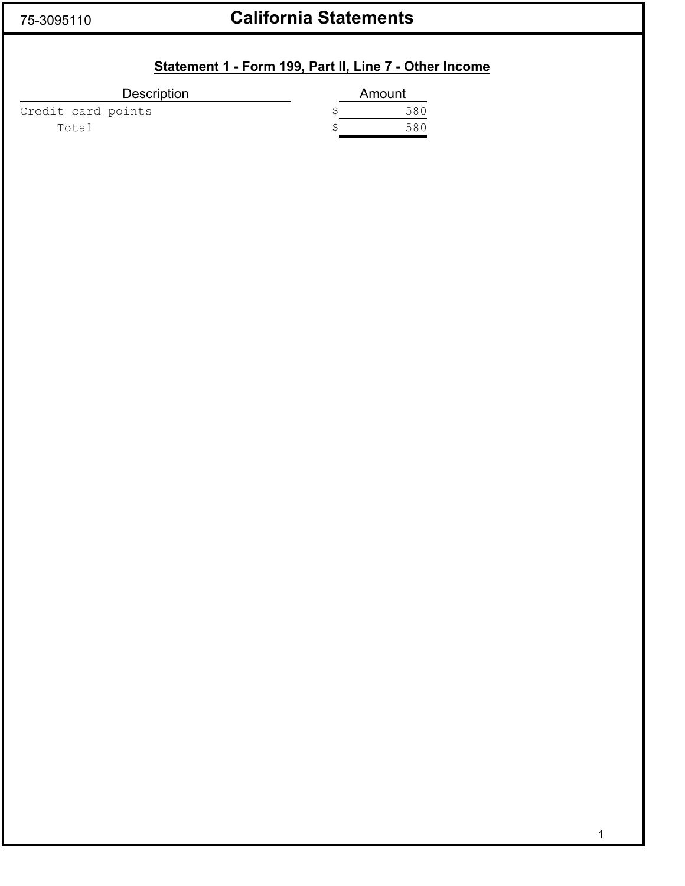75-3095110

# California Statements

## Statement 1 - Form 199, Part II, Line 7 - Other Income

| Description | Amount |
|---|---|
| Credit card points | $ 580 |
| Total | $ 580 |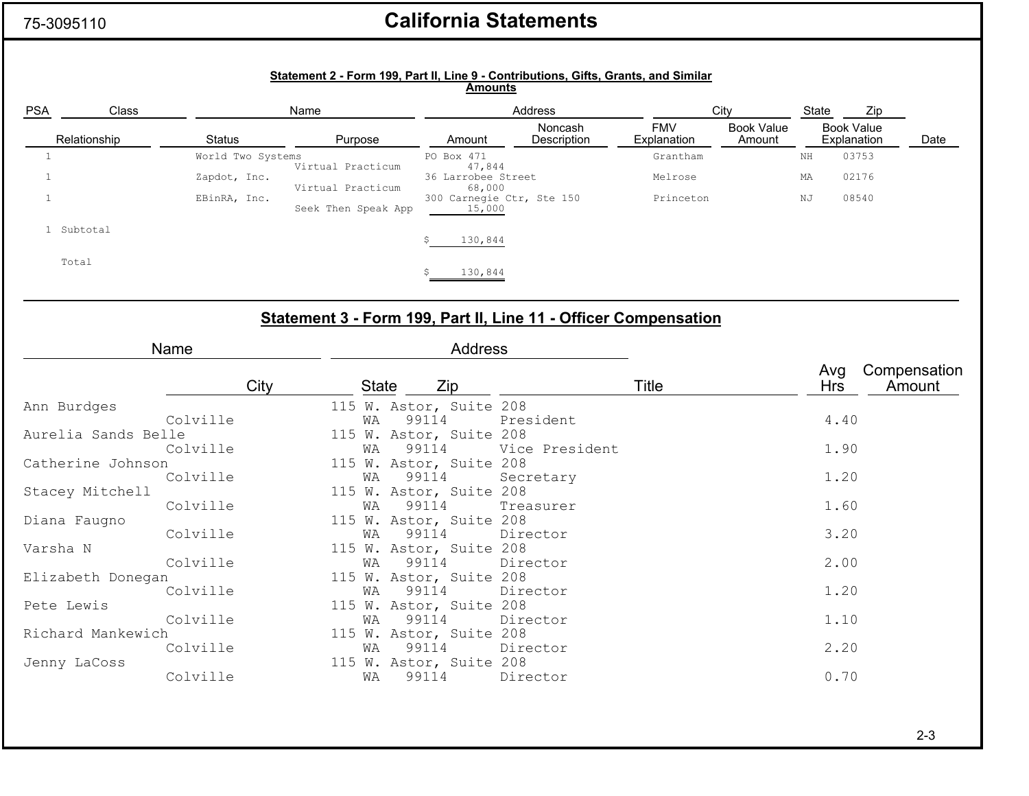75-3095110

# California Statements

### Statement 2 - Form 199, Part II, Line 9 - Contributions, Gifts, Grants, and Similar Amounts

| PSA | Class | Name | | Address | | City | | State | Zip | |
|---|---|---|---|---|---|---|---|---|---|---|
| | Relationship | Status | Purpose | Amount | Noncash Description | FMV Explanation | Book Value Amount | Book Value Explanation | | Date |
| 1 | | World Two Systems | | PO Box 471 | | Grantham | | NH | 03753 | |
| | | | Virtual Practicum | 47,844 | | | | | | |
| 1 | | Zapdot, Inc. | | 36 Larrobee Street | | Melrose | | MA | 02176 | |
| | | | Virtual Practicum | 68,000 | | | | | | |
| 1 | | EBinRA, Inc. | | 300 Carnegie Ctr, Ste 150 | | Princeton | | NJ | 08540 | |
| | | | Seek Then Speak App | 15,000 | | | | | | |
| 1 | Subtotal | | | $ 130,844 | | | | | | |
| | Total | | | $ 130,844 | | | | | | |

## Statement 3 - Form 199, Part II, Line 11 - Officer Compensation

| Name | City | Address | State | Zip | Title | Avg Hrs | Compensation Amount |
|---|---|---|---|---|---|---|---|
| Ann Burdges | Colville | 115 W. Astor, Suite 208 | WA | 99114 | President | 4.40 | |
| Aurelia Sands Belle | Colville | 115 W. Astor, Suite 208 | WA | 99114 | Vice President | 1.90 | |
| Catherine Johnson | Colville | 115 W. Astor, Suite 208 | WA | 99114 | Secretary | 1.20 | |
| Stacey Mitchell | Colville | 115 W. Astor, Suite 208 | WA | 99114 | Treasurer | 1.60 | |
| Diana Faugno | Colville | 115 W. Astor, Suite 208 | WA | 99114 | Director | 3.20 | |
| Varsha N | Colville | 115 W. Astor, Suite 208 | WA | 99114 | Director | 2.00 | |
| Elizabeth Donegan | Colville | 115 W. Astor, Suite 208 | WA | 99114 | Director | 1.20 | |
| Pete Lewis | Colville | 115 W. Astor, Suite 208 | WA | 99114 | Director | 1.10 | |
| Richard Mankewich | Colville | 115 W. Astor, Suite 208 | WA | 99114 | Director | 2.20 | |
| Jenny LaCoss | Colville | 115 W. Astor, Suite 208 | WA | 99114 | Director | 0.70 | |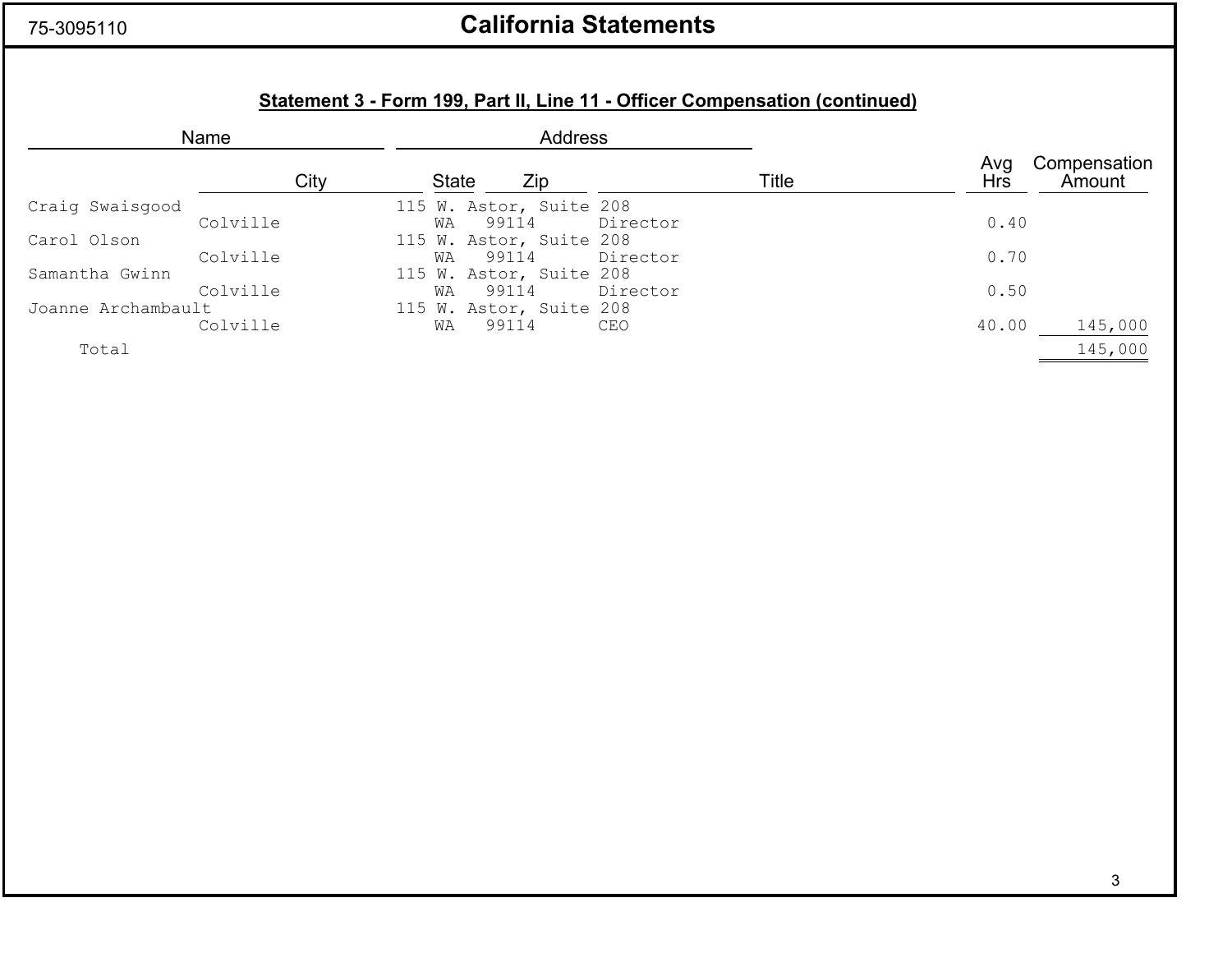75-3095110

# California Statements

## Statement 3 - Form 199, Part II, Line 11 - Officer Compensation (continued)

| Name | City | Address | State | Zip | Title | Avg Hrs | Compensation Amount |
|---|---|---|---|---|---|---|---|
| Craig Swaisgood | Colville | 115 W. Astor, Suite 208 | WA | 99114 | Director | 0.40 | |
| Carol Olson | Colville | 115 W. Astor, Suite 208 | WA | 99114 | Director | 0.70 | |
| Samantha Gwinn | Colville | 115 W. Astor, Suite 208 | WA | 99114 | Director | 0.50 | |
| Joanne Archambault | Colville | 115 W. Astor, Suite 208 | WA | 99114 | CEO | 40.00 | 145,000 |
| Total | | | | | | | 145,000 |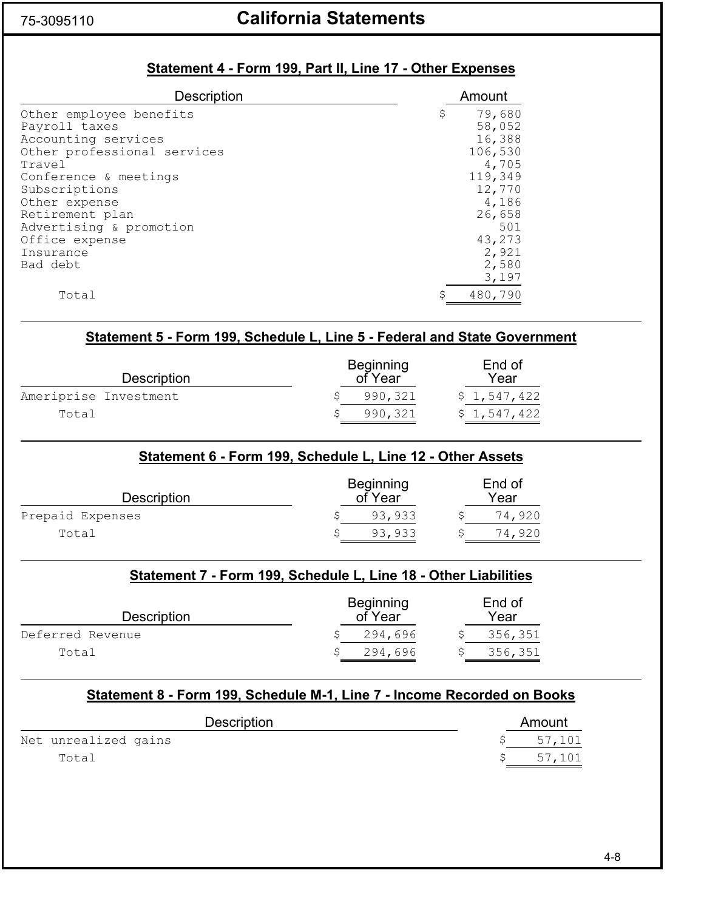75-3095110

# California Statements

## Statement 4 - Form 199, Part II, Line 17 - Other Expenses

| Description | Amount |
|---|---|
| Other employee benefits | $ 79,680 |
| Payroll taxes | 58,052 |
| Accounting services | 16,388 |
| Other professional services | 106,530 |
| Travel | 4,705 |
| Conference & meetings | 119,349 |
| Subscriptions | 12,770 |
| Other expense | 4,186 |
| Retirement plan | 26,658 |
| Advertising & promotion | 501 |
| Office expense | 43,273 |
| Insurance | 2,921 |
| Bad debt | 2,580 |
| | 3,197 |
| Total | $ 480,790 |

## Statement 5 - Form 199, Schedule L, Line 5 - Federal and State Government

| Description | Beginning of Year | End of Year |
|---|---|---|
| Ameriprise Investment | $ 990,321 | $ 1,547,422 |
| Total | $ 990,321 | $ 1,547,422 |

## Statement 6 - Form 199, Schedule L, Line 12 - Other Assets

| Description | Beginning of Year | End of Year |
|---|---|---|
| Prepaid Expenses | $ 93,933 | $ 74,920 |
| Total | $ 93,933 | $ 74,920 |

## Statement 7 - Form 199, Schedule L, Line 18 - Other Liabilities

| Description | Beginning of Year | End of Year |
|---|---|---|
| Deferred Revenue | $ 294,696 | $ 356,351 |
| Total | $ 294,696 | $ 356,351 |

## Statement 8 - Form 199, Schedule M-1, Line 7 - Income Recorded on Books

| Description | Amount |
|---|---|
| Net unrealized gains | $ 57,101 |
| Total | $ 57,101 |